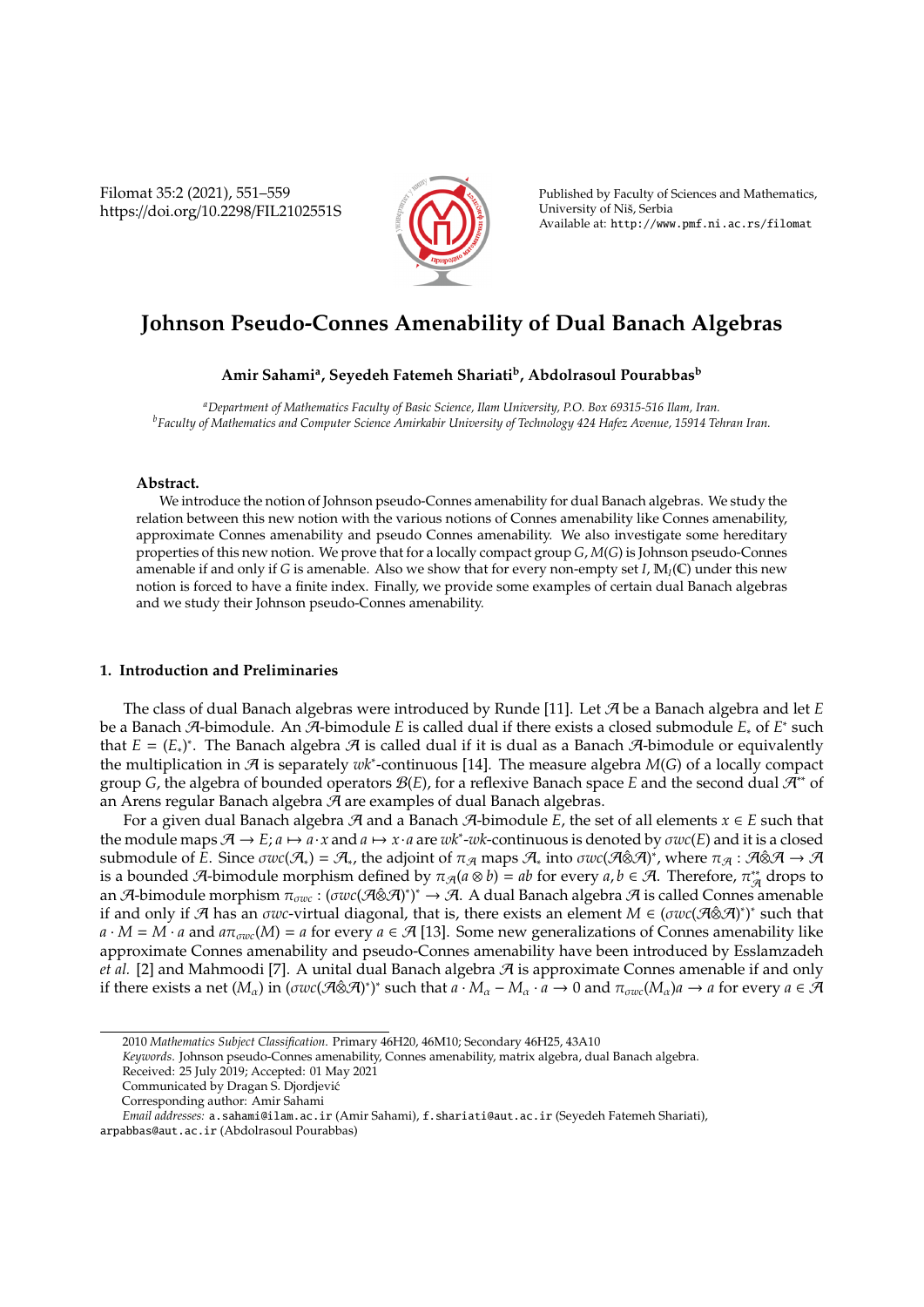# Johnson Pseudo-Connes Amenability of Dual Banach Algebras

**Amir Sahami[a], Seyedeh Fatemeh Shariati[b], Abdolrasoul Pourabbas[b]**

[a]*Department of Mathematics Faculty of Basic Science, Ilam University, P.O. Box 69315-516 Ilam, Iran.*
[b]*Faculty of Mathematics and Computer Science Amirkabir University of Technology 424 Hafez Avenue, 15914 Tehran Iran.*

**Abstract.** We introduce the notion of Johnson pseudo-Connes amenability for dual Banach algebras. We study the relation between this new notion with the various notions of Connes amenability like Connes amenability, approximate Connes amenability and pseudo Connes amenability. We also investigate some hereditary properties of this new notion. We prove that for a locally compact group $G$, $M(G)$ is Johnson pseudo-Connes amenable if and only if $G$ is amenable. Also we show that for every non-empty set $I$, $\mathbb{M}_I(\mathbb{C})$ under this new notion is forced to have a finite index. Finally, we provide some examples of certain dual Banach algebras and we study their Johnson pseudo-Connes amenability.

## 1. Introduction and Preliminaries

The class of dual Banach algebras were introduced by Runde [11]. Let $\mathcal{A}$ be a Banach algebra and let $E$ be a Banach $\mathcal{A}$-bimodule. An $\mathcal{A}$-bimodule $E$ is called dual if there exists a closed submodule $E_*$ of $E^*$ such that $E = (E_*)^*$. The Banach algebra $\mathcal{A}$ is called dual if it is dual as a Banach $\mathcal{A}$-bimodule or equivalently the multiplication in $\mathcal{A}$ is separately $wk^*$-continuous [14]. The measure algebra $M(G)$ of a locally compact group $G$, the algebra of bounded operators $\mathcal{B}(E)$, for a reflexive Banach space $E$ and the second dual $\mathcal{A}^{**}$ of an Arens regular Banach algebra $\mathcal{A}$ are examples of dual Banach algebras.

For a given dual Banach algebra $\mathcal{A}$ and a Banach $\mathcal{A}$-bimodule $E$, the set of all elements $x \in E$ such that the module maps $\mathcal{A} \to E; a \mapsto a \cdot x$ and $a \mapsto x \cdot a$ are $wk^*$-$wk$-continuous is denoted by $\sigma wc(E)$ and it is a closed submodule of $E$. Since $\sigma wc(\mathcal{A}_*) = \mathcal{A}_*$, the adjoint of $\pi_{\mathcal{A}}$ maps $\mathcal{A}_*$ into $\sigma wc(\mathcal{A}\hat{\otimes}\mathcal{A})^*$, where $\pi_{\mathcal{A}} : \mathcal{A}\hat{\otimes}\mathcal{A} \to \mathcal{A}$ is a bounded $\mathcal{A}$-bimodule morphism defined by $\pi_{\mathcal{A}}(a \otimes b) = ab$ for every $a, b \in \mathcal{A}$. Therefore, $\pi^{**}_{\mathcal{A}}$ drops to an $\mathcal{A}$-bimodule morphism $\pi_{\sigma wc} : (\sigma wc(\mathcal{A}\hat{\otimes}\mathcal{A})^*)^* \to \mathcal{A}$. A dual Banach algebra $\mathcal{A}$ is called Connes amenable if and only if $\mathcal{A}$ has an $\sigma wc$-virtual diagonal, that is, there exists an element $M \in (\sigma wc(\mathcal{A}\hat{\otimes}\mathcal{A})^*)^*$ such that $a \cdot M = M \cdot a$ and $a\pi_{\sigma wc}(M) = a$ for every $a \in \mathcal{A}$ [13]. Some new generalizations of Connes amenability like approximate Connes amenability and pseudo-Connes amenability have been introduced by Esslamzadeh *et al.* [2] and Mahmoodi [7]. A unital dual Banach algebra $\mathcal{A}$ is approximate Connes amenable if and only if there exists a net $(M_\alpha)$ in $(\sigma wc(\mathcal{A}\hat{\otimes}\mathcal{A})^*)^*$ such that $a \cdot M_\alpha - M_\alpha \cdot a \to 0$ and $\pi_{\sigma wc}(M_\alpha)a \to a$ for every $a \in \mathcal{A}$

---

2010 *Mathematics Subject Classification*. Primary 46H20, 46M10; Secondary 46H25, 43A10

*Keywords*. Johnson pseudo-Connes amenability, Connes amenability, matrix algebra, dual Banach algebra.

Received: 25 July 2019; Accepted: 01 May 2021

Communicated by Dragan S. Djordjević

Corresponding author: Amir Sahami

*Email addresses:* a.sahami@ilam.ac.ir (Amir Sahami), f.shariati@aut.ac.ir (Seyedeh Fatemeh Shariati), arpabbas@aut.ac.ir (Abdolrasoul Pourabbas)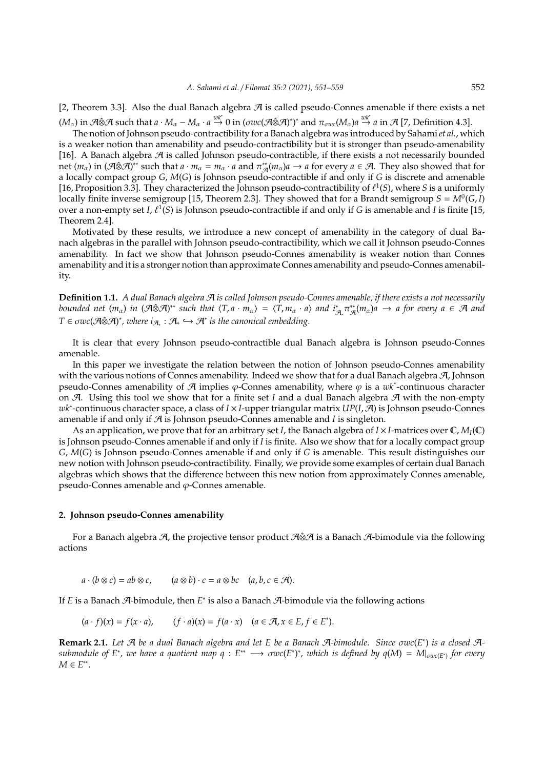[2, Theorem 3.3]. Also the dual Banach algebra $\mathcal{A}$ is called pseudo-Connes amenable if there exists a net $(M_\alpha)$ in $\mathcal{A}\hat{\otimes}\mathcal{A}$ such that $a \cdot M_\alpha - M_\alpha \cdot a \xrightarrow{wk^*} 0$ in $(\sigma wc(\mathcal{A}\hat{\otimes}\mathcal{A})^*)^*$ and $\pi_{\sigma wc}(M_\alpha)a \xrightarrow{wk^*} a$ in $\mathcal{A}$ [7, Definition 4.3].

The notion of Johnson pseudo-contractibility for a Banach algebra was introduced by Sahami *et al.*, which is a weaker notion than amenability and pseudo-contractibility but it is stronger than pseudo-amenability [16]. A Banach algebra $\mathcal{A}$ is called Johnson pseudo-contractible, if there exists a not necessarily bounded net $(m_\alpha)$ in $(\mathcal{A}\hat{\otimes}\mathcal{A})^{**}$ such that $a \cdot m_\alpha = m_\alpha \cdot a$ and $\pi^{**}_{\mathcal{A}}(m_\alpha)a \to a$ for every $a \in \mathcal{A}$. They also showed that for a locally compact group $G$, $M(G)$ is Johnson pseudo-contractible if and only if $G$ is discrete and amenable [16, Proposition 3.3]. They characterized the Johnson pseudo-contractibility of $\ell^1(S)$, where $S$ is a uniformly locally finite inverse semigroup [15, Theorem 2.3]. They showed that for a Brandt semigroup $S = M^0(G, I)$ over a non-empty set $I$, $\ell^1(S)$ is Johnson pseudo-contractible if and only if $G$ is amenable and $I$ is finite [15, Theorem 2.4].

Motivated by these results, we introduce a new concept of amenability in the category of dual Banach algebras in the parallel with Johnson pseudo-contractibility, which we call it Johnson pseudo-Connes amenability. In fact we show that Johnson pseudo-Connes amenability is weaker notion than Connes amenability and it is a stronger notion than approximate Connes amenability and pseudo-Connes amenability.

**Definition 1.1.** *A dual Banach algebra $\mathcal{A}$ is called Johnson pseudo-Connes amenable, if there exists a not necessarily bounded net $(m_\alpha)$ in $(\mathcal{A}\hat{\otimes}\mathcal{A})^{**}$ such that $\langle T, a \cdot m_\alpha\rangle = \langle T, m_\alpha \cdot a\rangle$ and $i^*_{\mathcal{A}_*}\pi^{**}_{\mathcal{A}}(m_\alpha)a \to a$ for every $a \in \mathcal{A}$ and $T \in \sigma wc(\mathcal{A}\hat{\otimes}\mathcal{A})^*$, where $i_{\mathcal{A}_*} : \mathcal{A}_* \hookrightarrow \mathcal{A}^*$ is the canonical embedding.*

It is clear that every Johnson pseudo-contractible dual Banach algebra is Johnson pseudo-Connes amenable.

In this paper we investigate the relation between the notion of Johnson pseudo-Connes amenability with the various notions of Connes amenability. Indeed we show that for a dual Banach algebra $\mathcal{A}$, Johnson pseudo-Connes amenability of $\mathcal{A}$ implies $\varphi$-Connes amenability, where $\varphi$ is a $wk^*$-continuous character on $\mathcal{A}$. Using this tool we show that for a finite set $I$ and a dual Banach algebra $\mathcal{A}$ with the non-empty $wk^*$-continuous character space, a class of $I \times I$-upper triangular matrix $UP(I, \mathcal{A})$ is Johnson pseudo-Connes amenable if and only if $\mathcal{A}$ is Johnson pseudo-Connes amenable and $I$ is singleton.

As an application, we prove that for an arbitrary set $I$, the Banach algebra of $I \times I$-matrices over $\mathbb{C}$, $M_I(\mathbb{C})$ is Johnson pseudo-Connes amenable if and only if $I$ is finite. Also we show that for a locally compact group $G$, $M(G)$ is Johnson pseudo-Connes amenable if and only if $G$ is amenable. This result distinguishes our new notion with Johnson pseudo-contractibility. Finally, we provide some examples of certain dual Banach algebras which shows that the difference between this new notion from approximately Connes amenable, pseudo-Connes amenable and $\varphi$-Connes amenable.

## 2. Johnson pseudo-Connes amenability

For a Banach algebra $\mathcal{A}$, the projective tensor product $\mathcal{A}\hat{\otimes}\mathcal{A}$ is a Banach $\mathcal{A}$-bimodule via the following actions

$$a \cdot (b \otimes c) = ab \otimes c, \qquad (a \otimes b) \cdot c = a \otimes bc \quad (a, b, c \in \mathcal{A}).$$

If $E$ is a Banach $\mathcal{A}$-bimodule, then $E^*$ is also a Banach $\mathcal{A}$-bimodule via the following actions

$$(a \cdot f)(x) = f(x \cdot a), \qquad (f \cdot a)(x) = f(a \cdot x) \quad (a \in \mathcal{A}, x \in E, f \in E^*).$$

**Remark 2.1.** *Let $\mathcal{A}$ be a dual Banach algebra and let $E$ be a Banach $\mathcal{A}$-bimodule. Since $\sigma wc(E^*)$ is a closed $\mathcal{A}$-submodule of $E^*$, we have a quotient map $q : E^{**} \longrightarrow \sigma wc(E^*)^*$, which is defined by $q(M) = M|_{\sigma wc(E^*)}$ for every $M \in E^{**}$.*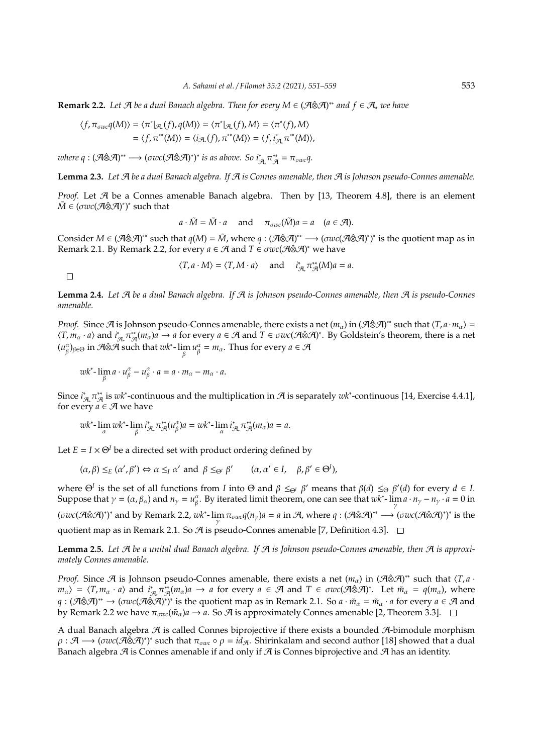**Remark 2.2.** *Let $\mathcal{A}$ be a dual Banach algebra. Then for every $M \in (\mathcal{A}\hat{\otimes}\mathcal{A})^{**}$ and $f \in \mathcal{A}_*$ we have*

$$\begin{aligned}\langle f, \pi_{\sigma wc} q(M)\rangle &= \langle \pi^*|_{\mathcal{A}_*}(f), q(M)\rangle = \langle \pi^*|_{\mathcal{A}_*}(f), M\rangle = \langle \pi^*(f), M\rangle \\ &= \langle f, \pi^{**}(M)\rangle = \langle i_{\mathcal{A}_*}(f), \pi^{**}(M)\rangle = \langle f, i^*_{\mathcal{A}_*}\pi^{**}(M)\rangle,\end{aligned}$$

*where $q : (\mathcal{A}\hat{\otimes}\mathcal{A})^{**} \longrightarrow (\sigma wc(\mathcal{A}\hat{\otimes}\mathcal{A})^*)^*$ is as above. So $i^*_{\mathcal{A}_*}\pi^{**}_{\mathcal{A}} = \pi_{\sigma wc} q$.*

**Lemma 2.3.** *Let $\mathcal{A}$ be a dual Banach algebra. If $\mathcal{A}$ is Connes amenable, then $\mathcal{A}$ is Johnson pseudo-Connes amenable.*

*Proof.* Let $\mathcal{A}$ be a Connes amenable Banach algebra. Then by [13, Theorem 4.8], there is an element $\tilde{M} \in (\sigma wc(\mathcal{A}\hat{\otimes}\mathcal{A})^*)^*$ such that

$$a \cdot \tilde{M} = \tilde{M} \cdot a \quad \text{and} \quad \pi_{\sigma wc}(\tilde{M})a = a \quad (a \in \mathcal{A}).$$

Consider $M \in (\mathcal{A}\hat{\otimes}\mathcal{A})^{**}$ such that $q(M) = \tilde{M}$, where $q : (\mathcal{A}\hat{\otimes}\mathcal{A})^{**} \longrightarrow (\sigma wc(\mathcal{A}\hat{\otimes}\mathcal{A})^*)^*$ is the quotient map as in Remark 2.1. By Remark 2.2, for every $a \in \mathcal{A}$ and $T \in \sigma wc(\mathcal{A}\hat{\otimes}\mathcal{A})^*$ we have

$$\langle T, a \cdot M\rangle = \langle T, M \cdot a\rangle \quad \text{and} \quad i^*_{\mathcal{A}_*}\pi^{**}_{\mathcal{A}}(M)a = a.$$

□

**Lemma 2.4.** *Let $\mathcal{A}$ be a dual Banach algebra. If $\mathcal{A}$ is Johnson pseudo-Connes amenable, then $\mathcal{A}$ is pseudo-Connes amenable.*

*Proof.* Since $\mathcal{A}$ is Johnson pseudo-Connes amenable, there exists a net $(m_\alpha)$ in $(\mathcal{A}\hat{\otimes}\mathcal{A})^{**}$ such that $\langle T, a \cdot m_\alpha\rangle = \langle T, m_\alpha \cdot a\rangle$ and $i^*_{\mathcal{A}_*}\pi^{**}_{\mathcal{A}}(m_\alpha)a \to a$ for every $a \in \mathcal{A}$ and $T \in \sigma wc(\mathcal{A}\hat{\otimes}\mathcal{A})^*$. By Goldstein's theorem, there is a net $(u^\alpha_\beta)_{\beta\in\Theta}$ in $\mathcal{A}\hat{\otimes}\mathcal{A}$ such that $wk^*\text{-}\lim_\beta u^\alpha_\beta = m_\alpha$. Thus for every $a \in \mathcal{A}$

$$wk^*\text{-}\lim_\beta a \cdot u^\alpha_\beta - u^\alpha_\beta \cdot a = a \cdot m_\alpha - m_\alpha \cdot a.$$

Since $i^*_{\mathcal{A}_*}\pi^{**}_{\mathcal{A}}$ is $wk^*$-continuous and the multiplication in $\mathcal{A}$ is separately $wk^*$-continuous [14, Exercise 4.4.1], for every $a \in \mathcal{A}$ we have

$$wk^*\text{-}\lim_\alpha wk^*\text{-}\lim_\beta i^*_{\mathcal{A}_*}\pi^{**}_{\mathcal{A}}(u^\alpha_\beta)a = wk^*\text{-}\lim_\alpha i^*_{\mathcal{A}_*}\pi^{**}_{\mathcal{A}}(m_\alpha)a = a.$$

Let $E = I \times \Theta^I$ be a directed set with product ordering defined by

$$(\alpha, \beta) \leq_E (\alpha', \beta') \Leftrightarrow \alpha \leq_I \alpha' \text{ and } \beta \leq_{\Theta^I} \beta' \qquad (\alpha, \alpha' \in I, \quad \beta, \beta' \in \Theta^I),$$

where $\Theta^I$ is the set of all functions from $I$ into $\Theta$ and $\beta \leq_{\Theta^I} \beta'$ means that $\beta(d) \leq_\Theta \beta'(d)$ for every $d \in I$. Suppose that $\gamma = (\alpha, \beta_\alpha)$ and $n_\gamma = u^\alpha_\beta$. By iterated limit theorem, one can see that $wk^*\text{-}\lim_\gamma a \cdot n_\gamma - n_\gamma \cdot a = 0$ in $(\sigma wc(\mathcal{A}\hat{\otimes}\mathcal{A})^*)^*$ and by Remark 2.2, $wk^*\text{-}\lim_\gamma \pi_{\sigma wc} q(n_\gamma)a = a$ in $\mathcal{A}$, where $q : (\mathcal{A}\hat{\otimes}\mathcal{A})^{**} \longrightarrow (\sigma wc(\mathcal{A}\hat{\otimes}\mathcal{A})^*)^*$ is the quotient map as in Remark 2.1. So $\mathcal{A}$ is pseudo-Connes amenable [7, Definition 4.3]. □

**Lemma 2.5.** *Let $\mathcal{A}$ be a unital dual Banach algebra. If $\mathcal{A}$ is Johnson pseudo-Connes amenable, then $\mathcal{A}$ is approximately Connes amenable.*

*Proof.* Since $\mathcal{A}$ is Johnson pseudo-Connes amenable, there exists a net $(m_\alpha)$ in $(\mathcal{A}\hat{\otimes}\mathcal{A})^{**}$ such that $\langle T, a \cdot m_\alpha\rangle = \langle T, m_\alpha \cdot a\rangle$ and $i^*_{\mathcal{A}_*}\pi^{**}_{\mathcal{A}}(m_\alpha)a \to a$ for every $a \in \mathcal{A}$ and $T \in \sigma wc(\mathcal{A}\hat{\otimes}\mathcal{A})^*$. Let $\tilde{m}_\alpha = q(m_\alpha)$, where $q : (\mathcal{A}\hat{\otimes}\mathcal{A})^{**} \to (\sigma wc(\mathcal{A}\hat{\otimes}\mathcal{A})^*)^*$ is the quotient map as in Remark 2.1. So $a \cdot \tilde{m}_\alpha = \tilde{m}_\alpha \cdot a$ for every $a \in \mathcal{A}$ and by Remark 2.2 we have $\pi_{\sigma wc}(\tilde{m}_\alpha)a \to a$. So $\mathcal{A}$ is approximately Connes amenable [2, Theorem 3.3]. □

A dual Banach algebra $\mathcal{A}$ is called Connes biprojective if there exists a bounded $\mathcal{A}$-bimodule morphism $\rho : \mathcal{A} \longrightarrow (\sigma wc(\mathcal{A}\hat{\otimes}\mathcal{A})^*)^*$ such that $\pi_{\sigma wc} \circ \rho = id_{\mathcal{A}}$. Shirinkalam and second author [18] showed that a dual Banach algebra $\mathcal{A}$ is Connes amenable if and only if $\mathcal{A}$ is Connes biprojective and $\mathcal{A}$ has an identity.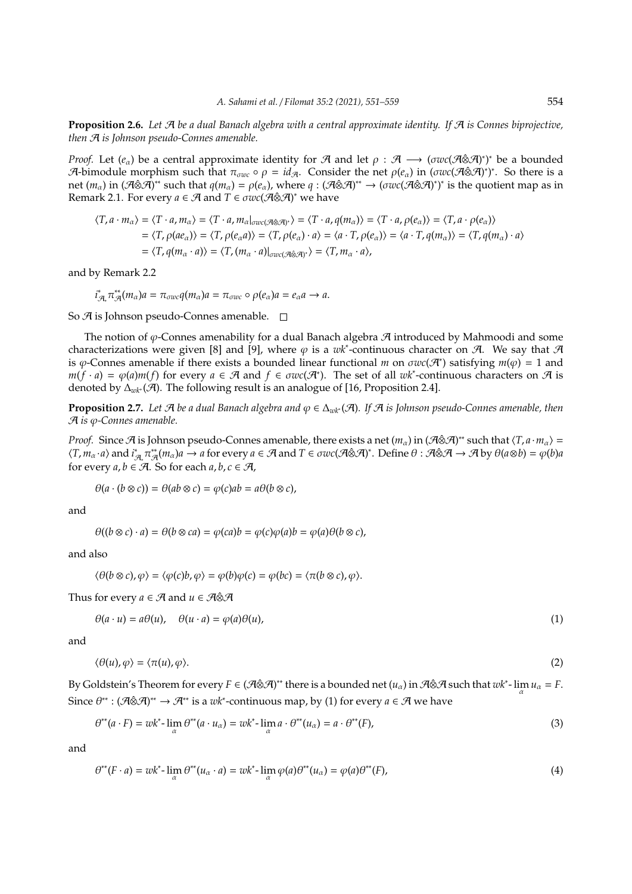**Proposition 2.6.** *Let $\mathcal{A}$ be a dual Banach algebra with a central approximate identity. If $\mathcal{A}$ is Connes biprojective, then $\mathcal{A}$ is Johnson pseudo-Connes amenable.*

*Proof.* Let $(e_\alpha)$ be a central approximate identity for $\mathcal{A}$ and let $\rho : \mathcal{A} \longrightarrow (\sigma wc(\mathcal{A}\hat{\otimes}\mathcal{A})^*)^*$ be a bounded $\mathcal{A}$-bimodule morphism such that $\pi_{\sigma wc} \circ \rho = id_{\mathcal{A}}$. Consider the net $\rho(e_\alpha)$ in $(\sigma wc(\mathcal{A}\hat{\otimes}\mathcal{A})^*)^*$. So there is a net $(m_\alpha)$ in $(\mathcal{A}\hat{\otimes}\mathcal{A})^{**}$ such that $q(m_\alpha) = \rho(e_\alpha)$, where $q : (\mathcal{A}\hat{\otimes}\mathcal{A})^{**} \to (\sigma wc(\mathcal{A}\hat{\otimes}\mathcal{A})^*)^*$ is the quotient map as in Remark 2.1. For every $a \in \mathcal{A}$ and $T \in \sigma wc(\mathcal{A}\hat{\otimes}\mathcal{A})^*$ we have

$$
\begin{aligned}
\langle T, a \cdot m_\alpha \rangle &= \langle T \cdot a, m_\alpha \rangle = \langle T \cdot a, m_\alpha|_{\sigma wc(\mathcal{A}\hat{\otimes}\mathcal{A})^*} \rangle = \langle T \cdot a, q(m_\alpha) \rangle = \langle T \cdot a, \rho(e_\alpha) \rangle = \langle T, a \cdot \rho(e_\alpha) \rangle \\
&= \langle T, \rho(ae_\alpha) \rangle = \langle T, \rho(e_\alpha a) \rangle = \langle T, \rho(e_\alpha) \cdot a \rangle = \langle a \cdot T, \rho(e_\alpha) \rangle = \langle a \cdot T, q(m_\alpha) \rangle = \langle T, q(m_\alpha) \cdot a \rangle \\
&= \langle T, q(m_\alpha \cdot a) \rangle = \langle T, (m_\alpha \cdot a)|_{\sigma wc(\mathcal{A}\hat{\otimes}\mathcal{A})^*} \rangle = \langle T, m_\alpha \cdot a \rangle,
\end{aligned}
$$

and by Remark 2.2

$$
i^*_{\mathcal{A}_*}\pi^{**}_{\mathcal{A}}(m_\alpha)a = \pi_{\sigma wc} q(m_\alpha)a = \pi_{\sigma wc} \circ \rho(e_\alpha)a = e_\alpha a \to a.
$$

So $\mathcal{A}$ is Johnson pseudo-Connes amenable. $\square$

The notion of $\varphi$-Connes amenability for a dual Banach algebra $\mathcal{A}$ introduced by Mahmoodi and some characterizations were given [8] and [9], where $\varphi$ is a $wk^*$-continuous character on $\mathcal{A}$. We say that $\mathcal{A}$ is $\varphi$-Connes amenable if there exists a bounded linear functional $m$ on $\sigma wc(\mathcal{A}^*)$ satisfying $m(\varphi) = 1$ and $m(f \cdot a) = \varphi(a)m(f)$ for every $a \in \mathcal{A}$ and $f \in \sigma wc(\mathcal{A}^*)$. The set of all $wk^*$-continuous characters on $\mathcal{A}$ is denoted by $\Delta_{wk^*}(\mathcal{A})$. The following result is an analogue of [16, Proposition 2.4].

**Proposition 2.7.** *Let $\mathcal{A}$ be a dual Banach algebra and $\varphi \in \Delta_{wk^*}(\mathcal{A})$. If $\mathcal{A}$ is Johnson pseudo-Connes amenable, then $\mathcal{A}$ is $\varphi$-Connes amenable.*

*Proof.* Since $\mathcal{A}$ is Johnson pseudo-Connes amenable, there exists a net $(m_\alpha)$ in $(\mathcal{A}\hat{\otimes}\mathcal{A})^{**}$ such that $\langle T, a \cdot m_\alpha \rangle = \langle T, m_\alpha \cdot a \rangle$ and $i^*_{\mathcal{A}_*}\pi^{**}_{\mathcal{A}}(m_\alpha)a \to a$ for every $a \in \mathcal{A}$ and $T \in \sigma wc(\mathcal{A}\hat{\otimes}\mathcal{A})^*$. Define $\theta : \mathcal{A}\hat{\otimes}\mathcal{A} \to \mathcal{A}$ by $\theta(a \otimes b) = \varphi(b)a$ for every $a, b \in \mathcal{A}$. So for each $a, b, c \in \mathcal{A}$,

$$
\theta(a \cdot (b \otimes c)) = \theta(ab \otimes c) = \varphi(c)ab = a\theta(b \otimes c),
$$

and

$$
\theta((b \otimes c) \cdot a) = \theta(b \otimes ca) = \varphi(ca)b = \varphi(c)\varphi(a)b = \varphi(a)\theta(b \otimes c),
$$

and also

$$
\langle \theta(b \otimes c), \varphi \rangle = \langle \varphi(c)b, \varphi \rangle = \varphi(b)\varphi(c) = \varphi(bc) = \langle \pi(b \otimes c), \varphi \rangle.
$$

Thus for every $a \in \mathcal{A}$ and $u \in \mathcal{A}\hat{\otimes}\mathcal{A}$

$$
\theta(a \cdot u) = a\theta(u), \quad \theta(u \cdot a) = \varphi(a)\theta(u), \tag{1}
$$

and

$$
\langle \theta(u), \varphi \rangle = \langle \pi(u), \varphi \rangle. \tag{2}
$$

By Goldstein's Theorem for every $F \in (\mathcal{A}\hat{\otimes}\mathcal{A})^{**}$ there is a bounded net $(u_\alpha)$ in $\mathcal{A}\hat{\otimes}\mathcal{A}$ such that $wk^*\text{-}\lim_\alpha u_\alpha = F$. Since $\theta^{**} : (\mathcal{A}\hat{\otimes}\mathcal{A})^{**} \to \mathcal{A}^{**}$ is a $wk^*$-continuous map, by (1) for every $a \in \mathcal{A}$ we have

$$
\theta^{**}(a \cdot F) = wk^*\text{-}\lim_\alpha \theta^{**}(a \cdot u_\alpha) = wk^*\text{-}\lim_\alpha a \cdot \theta^{**}(u_\alpha) = a \cdot \theta^{**}(F), \tag{3}
$$

and

$$
\theta^{**}(F \cdot a) = wk^*\text{-}\lim_\alpha \theta^{**}(u_\alpha \cdot a) = wk^*\text{-}\lim_\alpha \varphi(a)\theta^{**}(u_\alpha) = \varphi(a)\theta^{**}(F), \tag{4}
$$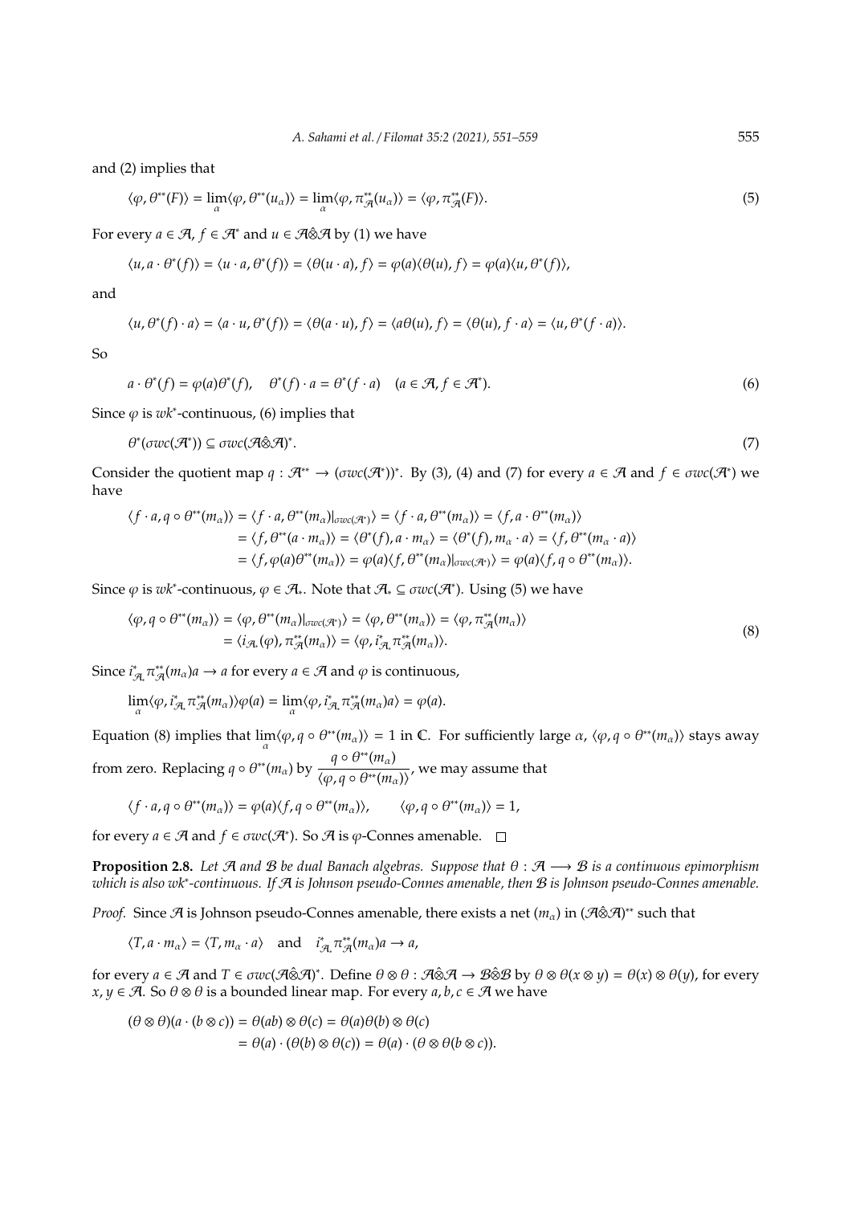and (2) implies that

$$\langle \varphi, \theta^{**}(F)\rangle = \lim_{\alpha}\langle \varphi, \theta^{**}(u_\alpha)\rangle = \lim_{\alpha}\langle \varphi, \pi^{**}_{\mathcal{A}}(u_\alpha)\rangle = \langle \varphi, \pi^{**}_{\mathcal{A}}(F)\rangle. \tag{5}$$

For every $a \in \mathcal{A}$, $f \in \mathcal{A}^*$ and $u \in \mathcal{A}\hat{\otimes}\mathcal{A}$ by (1) we have

$$\langle u, a\cdot \theta^*(f)\rangle = \langle u\cdot a, \theta^*(f)\rangle = \langle \theta(u\cdot a), f\rangle = \varphi(a)\langle \theta(u), f\rangle = \varphi(a)\langle u, \theta^*(f)\rangle,$$

and

$$\langle u, \theta^*(f)\cdot a\rangle = \langle a\cdot u, \theta^*(f)\rangle = \langle \theta(a\cdot u), f\rangle = \langle a\theta(u), f\rangle = \langle \theta(u), f\cdot a\rangle = \langle u, \theta^*(f\cdot a)\rangle.$$

So

$$a\cdot \theta^*(f) = \varphi(a)\theta^*(f), \quad \theta^*(f)\cdot a = \theta^*(f\cdot a) \quad (a\in\mathcal{A}, f\in\mathcal{A}^*). \tag{6}$$

Since $\varphi$ is $wk^*$-continuous, (6) implies that

$$\theta^*(\sigma wc(\mathcal{A}^*)) \subseteq \sigma wc(\mathcal{A}\hat{\otimes}\mathcal{A})^*. \tag{7}$$

Consider the quotient map $q : \mathcal{A}^{**} \to (\sigma wc(\mathcal{A}^*))^*$. By (3), (4) and (7) for every $a \in \mathcal{A}$ and $f \in \sigma wc(\mathcal{A}^*)$ we have

$$\begin{aligned}
\langle f\cdot a, q\circ\theta^{**}(m_\alpha)\rangle &= \langle f\cdot a, \theta^{**}(m_\alpha)|_{\sigma wc(\mathcal{A}^*)}\rangle = \langle f\cdot a, \theta^{**}(m_\alpha)\rangle = \langle f, a\cdot\theta^{**}(m_\alpha)\rangle\\
&= \langle f, \theta^{**}(a\cdot m_\alpha)\rangle = \langle \theta^*(f), a\cdot m_\alpha\rangle = \langle \theta^*(f), m_\alpha\cdot a\rangle = \langle f, \theta^{**}(m_\alpha\cdot a)\rangle\\
&= \langle f, \varphi(a)\theta^{**}(m_\alpha)\rangle = \varphi(a)\langle f, \theta^{**}(m_\alpha)|_{\sigma wc(\mathcal{A}^*)}\rangle = \varphi(a)\langle f, q\circ\theta^{**}(m_\alpha)\rangle.
\end{aligned}$$

Since $\varphi$ is $wk^*$-continuous, $\varphi \in \mathcal{A}_*$. Note that $\mathcal{A}_* \subseteq \sigma wc(\mathcal{A}^*)$. Using (5) we have

$$\begin{aligned}
\langle \varphi, q\circ\theta^{**}(m_\alpha)\rangle &= \langle \varphi, \theta^{**}(m_\alpha)|_{\sigma wc(\mathcal{A}^*)}\rangle = \langle \varphi, \theta^{**}(m_\alpha)\rangle = \langle \varphi, \pi^{**}_{\mathcal{A}}(m_\alpha)\rangle\\
&= \langle i_{\mathcal{A}_*}(\varphi), \pi^{**}_{\mathcal{A}}(m_\alpha)\rangle = \langle \varphi, i^*_{\mathcal{A}_*}\pi^{**}_{\mathcal{A}}(m_\alpha)\rangle.
\end{aligned} \tag{8}$$

Since $i^*_{\mathcal{A}_*}\pi^{**}_{\mathcal{A}}(m_\alpha)a \to a$ for every $a\in\mathcal{A}$ and $\varphi$ is continuous,

$$\lim_{\alpha}\langle \varphi, i^*_{\mathcal{A}_*}\pi^{**}_{\mathcal{A}}(m_\alpha)\rangle\varphi(a) = \lim_{\alpha}\langle \varphi, i^*_{\mathcal{A}_*}\pi^{**}_{\mathcal{A}}(m_\alpha)a\rangle = \varphi(a).$$

Equation (8) implies that $\lim_{\alpha}\langle \varphi, q\circ\theta^{**}(m_\alpha)\rangle = 1$ in $\mathbb{C}$. For sufficiently large $\alpha$, $\langle \varphi, q\circ\theta^{**}(m_\alpha)\rangle$ stays away from zero. Replacing $q\circ\theta^{**}(m_\alpha)$ by $\dfrac{q\circ\theta^{**}(m_\alpha)}{\langle \varphi, q\circ\theta^{**}(m_\alpha)\rangle}$, we may assume that

$$\langle f\cdot a, q\circ\theta^{**}(m_\alpha)\rangle = \varphi(a)\langle f, q\circ\theta^{**}(m_\alpha)\rangle, \qquad \langle \varphi, q\circ\theta^{**}(m_\alpha)\rangle = 1,$$

for every $a\in\mathcal{A}$ and $f\in\sigma wc(\mathcal{A}^*)$. So $\mathcal{A}$ is $\varphi$-Connes amenable. $\square$

**Proposition 2.8.** *Let $\mathcal{A}$ and $\mathcal{B}$ be dual Banach algebras. Suppose that $\theta : \mathcal{A} \longrightarrow \mathcal{B}$ is a continuous epimorphism which is also $wk^*$-continuous. If $\mathcal{A}$ is Johnson pseudo-Connes amenable, then $\mathcal{B}$ is Johnson pseudo-Connes amenable.*

*Proof.* Since $\mathcal{A}$ is Johnson pseudo-Connes amenable, there exists a net $(m_\alpha)$ in $(\mathcal{A}\hat{\otimes}\mathcal{A})^{**}$ such that

$$\langle T, a\cdot m_\alpha\rangle = \langle T, m_\alpha\cdot a\rangle \quad \text{and} \quad i^*_{\mathcal{A}_*}\pi^{**}_{\mathcal{A}}(m_\alpha)a \to a,$$

for every $a\in\mathcal{A}$ and $T\in\sigma wc(\mathcal{A}\hat{\otimes}\mathcal{A})^*$. Define $\theta\otimes\theta : \mathcal{A}\hat{\otimes}\mathcal{A} \to \mathcal{B}\hat{\otimes}\mathcal{B}$ by $\theta\otimes\theta(x\otimes y) = \theta(x)\otimes\theta(y)$, for every $x, y\in\mathcal{A}$. So $\theta\otimes\theta$ is a bounded linear map. For every $a, b, c\in\mathcal{A}$ we have

$$\begin{aligned}
(\theta\otimes\theta)(a\cdot(b\otimes c)) &= \theta(ab)\otimes\theta(c) = \theta(a)\theta(b)\otimes\theta(c)\\
&= \theta(a)\cdot(\theta(b)\otimes\theta(c)) = \theta(a)\cdot(\theta\otimes\theta(b\otimes c)).
\end{aligned}$$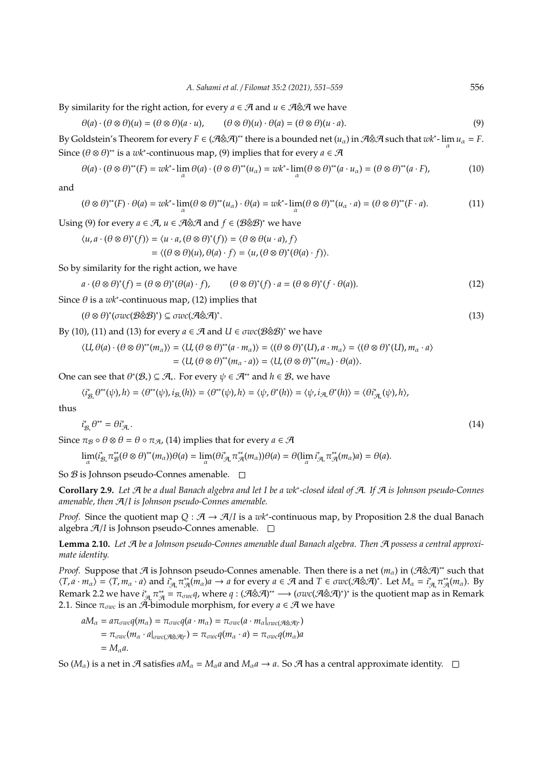By similarity for the right action, for every $a \in \mathcal{A}$ and $u \in \mathcal{A}\hat{\otimes}\mathcal{A}$ we have

$$\theta(a) \cdot (\theta \otimes \theta)(u) = (\theta \otimes \theta)(a \cdot u), \qquad (\theta \otimes \theta)(u) \cdot \theta(a) = (\theta \otimes \theta)(u \cdot a). \tag{9}$$

By Goldstein's Theorem for every $F \in (\mathcal{A}\hat{\otimes}\mathcal{A})^{**}$ there is a bounded net $(u_\alpha)$ in $\mathcal{A}\hat{\otimes}\mathcal{A}$ such that $wk^*\text{-}\lim_\alpha u_\alpha = F$. Since $(\theta \otimes \theta)^{**}$ is a $wk^*$-continuous map, (9) implies that for every $a \in \mathcal{A}$

$$\theta(a) \cdot (\theta \otimes \theta)^{**}(F) = wk^*\text{-}\lim_\alpha \theta(a) \cdot (\theta \otimes \theta)^{**}(u_\alpha) = wk^*\text{-}\lim_\alpha (\theta \otimes \theta)^{**}(a \cdot u_\alpha) = (\theta \otimes \theta)^{**}(a \cdot F), \tag{10}$$

and

$$(\theta \otimes \theta)^{**}(F) \cdot \theta(a) = wk^*\text{-}\lim_\alpha (\theta \otimes \theta)^{**}(u_\alpha) \cdot \theta(a) = wk^*\text{-}\lim_\alpha (\theta \otimes \theta)^{**}(u_\alpha \cdot a) = (\theta \otimes \theta)^{**}(F \cdot a). \tag{11}$$

Using (9) for every $a \in \mathcal{A}$, $u \in \mathcal{A}\hat{\otimes}\mathcal{A}$ and $f \in (\mathcal{B}\hat{\otimes}\mathcal{B})^*$ we have

$$\begin{aligned}
\langle u, a \cdot (\theta \otimes \theta)^*(f)\rangle &= \langle u \cdot a, (\theta \otimes \theta)^*(f)\rangle = \langle \theta \otimes \theta(u \cdot a), f\rangle \\
&= \langle (\theta \otimes \theta)(u), \theta(a) \cdot f\rangle = \langle u, (\theta \otimes \theta)^*(\theta(a) \cdot f)\rangle.
\end{aligned}$$

So by similarity for the right action, we have

$$a \cdot (\theta \otimes \theta)^*(f) = (\theta \otimes \theta)^*(\theta(a) \cdot f), \qquad (\theta \otimes \theta)^*(f) \cdot a = (\theta \otimes \theta)^*(f \cdot \theta(a)). \tag{12}$$

Since $\theta$ is a $wk^*$-continuous map, (12) implies that

$$(\theta \otimes \theta)^*(\sigma wc(\mathcal{B}\hat{\otimes}\mathcal{B})^*) \subseteq \sigma wc(\mathcal{A}\hat{\otimes}\mathcal{A})^*. \tag{13}$$

By (10), (11) and (13) for every $a \in \mathcal{A}$ and $U \in \sigma wc(\mathcal{B}\hat{\otimes}\mathcal{B})^*$ we have

$$\begin{aligned}
\langle U, \theta(a) \cdot (\theta \otimes \theta)^{**}(m_\alpha)\rangle &= \langle U, (\theta \otimes \theta)^{**}(a \cdot m_\alpha)\rangle = \langle (\theta \otimes \theta)^*(U), a \cdot m_\alpha\rangle = \langle (\theta \otimes \theta)^*(U), m_\alpha \cdot a\rangle \\
&= \langle U, (\theta \otimes \theta)^{**}(m_\alpha \cdot a)\rangle = \langle U, (\theta \otimes \theta)^{**}(m_\alpha) \cdot \theta(a)\rangle.
\end{aligned}$$

One can see that $\theta^*(\mathcal{B}_*) \subseteq \mathcal{A}_*$. For every $\psi \in \mathcal{A}^{**}$ and $h \in \mathcal{B}_*$ we have

$$\langle i^*_{\mathcal{B}_*}\theta^{**}(\psi), h\rangle = \langle \theta^{**}(\psi), i_{\mathcal{B}_*}(h)\rangle = \langle \theta^{**}(\psi), h\rangle = \langle \psi, \theta^*(h)\rangle = \langle \psi, i_{\mathcal{A}_*}\theta^*(h)\rangle = \langle \theta i^*_{\mathcal{A}_*}(\psi), h\rangle,$$

thus

$$i^*_{\mathcal{B}_*}\theta^{**} = \theta i^*_{\mathcal{A}_*}. \tag{14}$$

Since $\pi_\mathcal{B} \circ \theta \otimes \theta = \theta \circ \pi_\mathcal{A}$, (14) implies that for every $a \in \mathcal{A}$

$$\lim_\alpha (i^*_{\mathcal{B}_*}\pi^{**}_\mathcal{B}(\theta \otimes \theta)^{**}(m_\alpha))\theta(a) = \lim_\alpha (\theta i^*_{\mathcal{A}_*}\pi^{**}_\mathcal{A}(m_\alpha))\theta(a) = \theta(\lim_\alpha i^*_{\mathcal{A}_*}\pi^{**}_\mathcal{A}(m_\alpha)a) = \theta(a).$$

So $\mathcal{B}$ is Johnson pseudo-Connes amenable. □

**Corollary 2.9.** *Let $\mathcal{A}$ be a dual Banach algebra and let $I$ be a $wk^*$-closed ideal of $\mathcal{A}$. If $\mathcal{A}$ is Johnson pseudo-Connes amenable, then $\mathcal{A}/I$ is Johnson pseudo-Connes amenable.*

*Proof.* Since the quotient map $Q : \mathcal{A} \to \mathcal{A}/I$ is a $wk^*$-continuous map, by Proposition 2.8 the dual Banach algebra $\mathcal{A}/I$ is Johnson pseudo-Connes amenable. □

**Lemma 2.10.** *Let $\mathcal{A}$ be a Johnson pseudo-Connes amenable dual Banach algebra. Then $\mathcal{A}$ possess a central approximate identity.*

*Proof.* Suppose that $\mathcal{A}$ is Johnson pseudo-Connes amenable. Then there is a net $(m_\alpha)$ in $(\mathcal{A}\hat{\otimes}\mathcal{A})^{**}$ such that $\langle T, a \cdot m_\alpha\rangle = \langle T, m_\alpha \cdot a\rangle$ and $i^*_{\mathcal{A}_*}\pi^{**}_\mathcal{A}(m_\alpha)a \to a$ for every $a \in \mathcal{A}$ and $T \in \sigma wc(\mathcal{A}\hat{\otimes}\mathcal{A})^*$. Let $M_\alpha = i^*_{\mathcal{A}_*}\pi^{**}_\mathcal{A}(m_\alpha)$. By Remark 2.2 we have $i^*_{\mathcal{A}_*}\pi^{**}_\mathcal{A} = \pi_{\sigma wc}q$, where $q : (\mathcal{A}\hat{\otimes}\mathcal{A})^{**} \longrightarrow (\sigma wc(\mathcal{A}\hat{\otimes}\mathcal{A})^*)^*$ is the quotient map as in Remark 2.1. Since $\pi_{\sigma wc}$ is an $\mathcal{A}$-bimodule morphism, for every $a \in \mathcal{A}$ we have

$$\begin{aligned}
aM_\alpha &= a\pi_{\sigma wc}q(m_\alpha) = \pi_{\sigma wc}q(a \cdot m_\alpha) = \pi_{\sigma wc}(a \cdot m_\alpha|_{\sigma wc(\mathcal{A}\hat{\otimes}\mathcal{A})^*}) \\
&= \pi_{\sigma wc}(m_\alpha \cdot a|_{\sigma wc(\mathcal{A}\hat{\otimes}\mathcal{A})^*}) = \pi_{\sigma wc}q(m_\alpha \cdot a) = \pi_{\sigma wc}q(m_\alpha)a \\
&= M_\alpha a.
\end{aligned}$$

So $(M_\alpha)$ is a net in $\mathcal{A}$ satisfies $aM_\alpha = M_\alpha a$ and $M_\alpha a \to a$. So $\mathcal{A}$ has a central approximate identity. □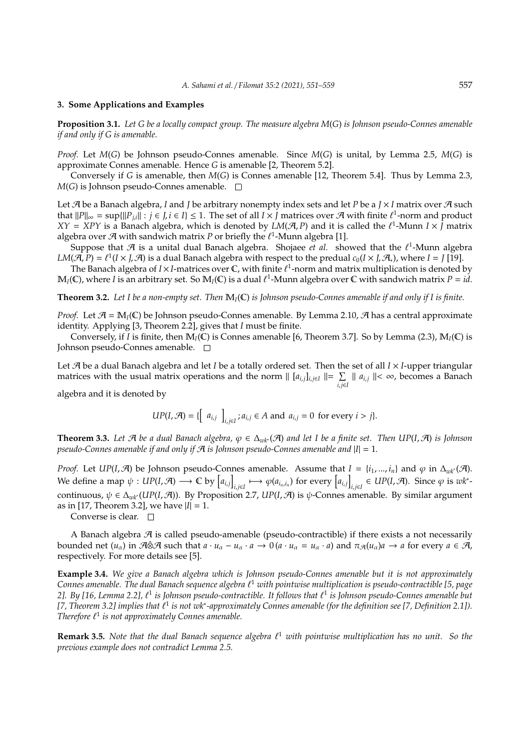### 3. Some Applications and Examples

**Proposition 3.1.** *Let $G$ be a locally compact group. The measure algebra $M(G)$ is Johnson pseudo-Connes amenable if and only if $G$ is amenable.*

*Proof.* Let $M(G)$ be Johnson pseudo-Connes amenable. Since $M(G)$ is unital, by Lemma 2.5, $M(G)$ is approximate Connes amenable. Hence $G$ is amenable [2, Theorem 5.2].

Conversely if $G$ is amenable, then $M(G)$ is Connes amenable [12, Theorem 5.4]. Thus by Lemma 2.3, $M(G)$ is Johnson pseudo-Connes amenable. □

Let $\mathcal{A}$ be a Banach algebra, $I$ and $J$ be arbitrary nonempty index sets and let $P$ be a $J \times I$ matrix over $\mathcal{A}$ such that $\|P\|_\infty = \sup\{\|P_{j,i}\| : j \in J, i \in I\} \leq 1$. The set of all $I \times J$ matrices over $\mathcal{A}$ with finite $\ell^1$-norm and product $XY = XPY$ is a Banach algebra, which is denoted by $LM(\mathcal{A}, P)$ and it is called the $\ell^1$-Munn $I \times J$ matrix algebra over $\mathcal{A}$ with sandwich matrix $P$ or briefly the $\ell^1$-Munn algebra [1].

Suppose that $\mathcal{A}$ is a unital dual Banach algebra. Shojaee *et al.* showed that the $\ell^1$-Munn algebra $LM(\mathcal{A}, P) = \ell^1(I \times J, \mathcal{A})$ is a dual Banach algebra with respect to the predual $c_0(I \times J, \mathcal{A}_*)$, where $I = J$ [19].

The Banach algebra of $I \times I$-matrices over $\mathbb{C}$, with finite $\ell^1$-norm and matrix multiplication is denoted by $\mathbb{M}_I(\mathbb{C})$, where $I$ is an arbitrary set. So $\mathbb{M}_I(\mathbb{C})$ is a dual $\ell^1$-Munn algebra over $\mathbb{C}$ with sandwich matrix $P = id$.

**Theorem 3.2.** *Let $I$ be a non-empty set. Then $\mathbb{M}_I(\mathbb{C})$ is Johnson pseudo-Connes amenable if and only if $I$ is finite.*

*Proof.* Let $\mathcal{A} = \mathbb{M}_I(\mathbb{C})$ be Johnson pseudo-Connes amenable. By Lemma 2.10, $\mathcal{A}$ has a central approximate identity. Applying [3, Theorem 2.2], gives that $I$ must be finite.

Conversely, if $I$ is finite, then $\mathbb{M}_I(\mathbb{C})$ is Connes amenable [6, Theorem 3.7]. So by Lemma (2.3), $\mathbb{M}_I(\mathbb{C})$ is Johnson pseudo-Connes amenable. □

Let $\mathcal{A}$ be a dual Banach algebra and let $I$ be a totally ordered set. Then the set of all $I \times I$-upper triangular matrices with the usual matrix operations and the norm $\| [a_{i,j}]_{i,j\in I} \| = \sum_{i,j\in I} \| a_{i,j} \| < \infty$, becomes a Banach algebra and it is denoted by

$$UP(I, \mathcal{A}) = \{\begin{bmatrix} a_{i,j} \end{bmatrix}_{i,j\in I} ; a_{i,j} \in A \text{ and } a_{i,j} = 0 \text{ for every } i > j\}.$$

**Theorem 3.3.** *Let $\mathcal{A}$ be a dual Banach algebra, $\varphi \in \Delta_{wk^*}(\mathcal{A})$ and let $I$ be a finite set. Then $UP(I, \mathcal{A})$ is Johnson pseudo-Connes amenable if and only if $\mathcal{A}$ is Johnson pseudo-Connes amenable and $|I| = 1$.*

*Proof.* Let $UP(I, \mathcal{A})$ be Johnson pseudo-Connes amenable. Assume that $I = \{i_1, ..., i_n\}$ and $\varphi$ in $\Delta_{wk^*}(\mathcal{A})$. We define a map $\psi : UP(I, \mathcal{A}) \longrightarrow \mathbb{C}$ by $\left[a_{i,j}\right]_{i,j\in I} \longmapsto \varphi(a_{i_n,i_n})$ for every $\left[a_{i,j}\right]_{i,j\in I} \in UP(I, \mathcal{A})$. Since $\varphi$ is $wk^*$-continuous, $\psi \in \Delta_{wk^*}(UP(I, \mathcal{A}))$. By Proposition 2.7, $UP(I, \mathcal{A})$ is $\psi$-Connes amenable. By similar argument as in [17, Theorem 3.2], we have $|I| = 1$.

Converse is clear. □

A Banach algebra $\mathcal{A}$ is called pseudo-amenable (pseudo-contractible) if there exists a not necessarily bounded net $(u_\alpha)$ in $\mathcal{A}\hat{\otimes}\mathcal{A}$ such that $a \cdot u_\alpha - u_\alpha \cdot a \to 0$ $(a \cdot u_\alpha = u_\alpha \cdot a)$ and $\pi_{\mathcal{A}}(u_\alpha)a \to a$ for every $a \in \mathcal{A}$, respectively. For more details see [5].

**Example 3.4.** *We give a Banach algebra which is Johnson pseudo-Connes amenable but it is not approximately Connes amenable. The dual Banach sequence algebra $\ell^1$ with pointwise multiplication is pseudo-contractible [5, page 2]. By [16, Lemma 2.2], $\ell^1$ is Johnson pseudo-contractible. It follows that $\ell^1$ is Johnson pseudo-Connes amenable but [7, Theorem 3.2] implies that $\ell^1$ is not $wk^*$-approximately Connes amenable (for the definition see [7, Definition 2.1]). Therefore $\ell^1$ is not approximately Connes amenable.*

**Remark 3.5.** *Note that the dual Banach sequence algebra $\ell^1$ with pointwise multiplication has no unit. So the previous example does not contradict Lemma 2.5.*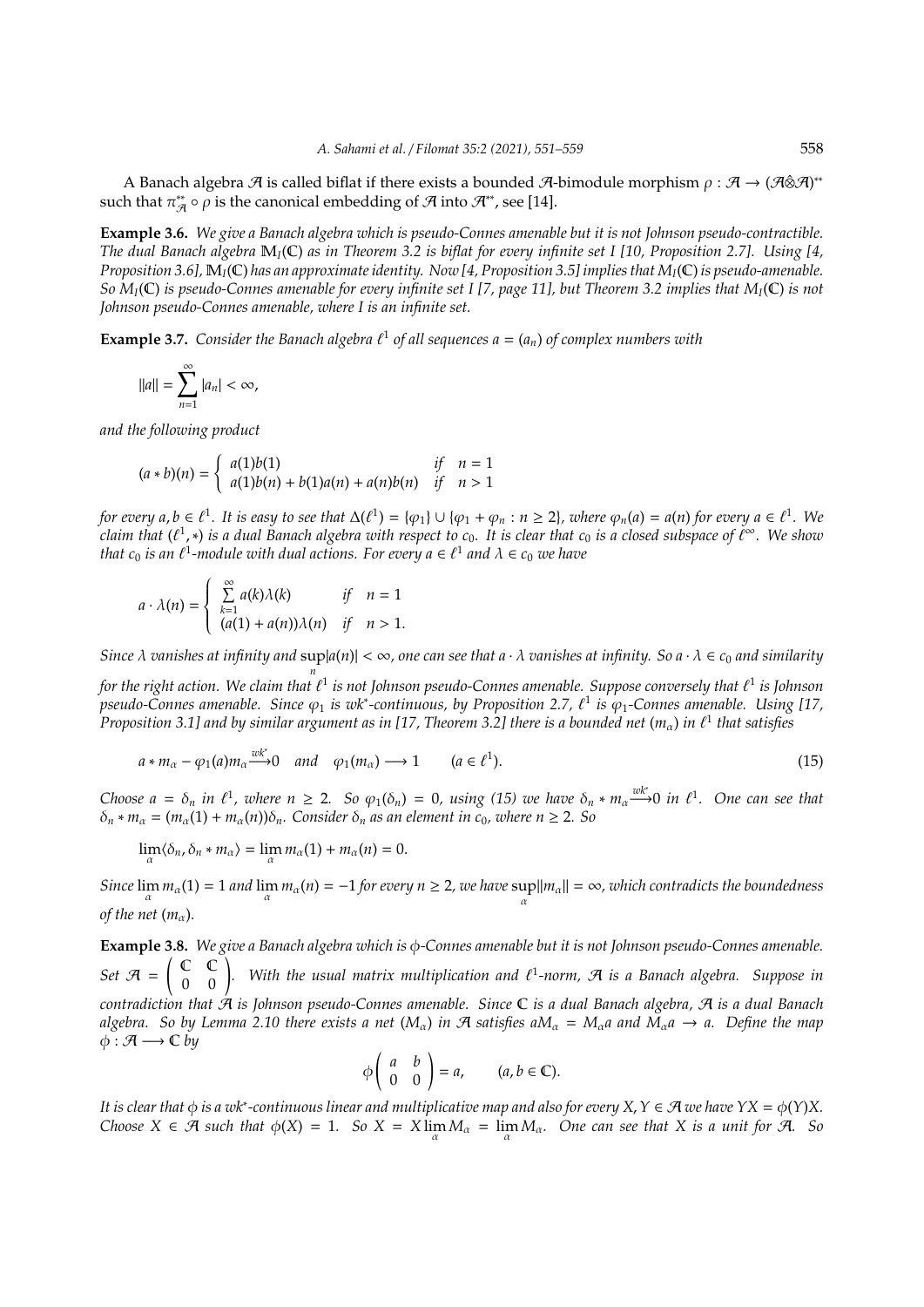A Banach algebra $\mathcal{A}$ is called biflat if there exists a bounded $\mathcal{A}$-bimodule morphism $\rho : \mathcal{A} \to (\mathcal{A}\hat{\otimes}\mathcal{A})^{**}$ such that $\pi^{**}_{\mathcal{A}} \circ \rho$ is the canonical embedding of $\mathcal{A}$ into $\mathcal{A}^{**}$, see [14].

**Example 3.6.** *We give a Banach algebra which is pseudo-Connes amenable but it is not Johnson pseudo-contractible. The dual Banach algebra $\mathbb{M}_I(\mathbb{C})$ as in Theorem 3.2 is biflat for every infinite set $I$ [10, Proposition 2.7]. Using [4, Proposition 3.6], $\mathbb{M}_I(\mathbb{C})$ has an approximate identity. Now [4, Proposition 3.5] implies that $M_I(\mathbb{C})$ is pseudo-amenable. So $M_I(\mathbb{C})$ is pseudo-Connes amenable for every infinite set $I$ [7, page 11], but Theorem 3.2 implies that $M_I(\mathbb{C})$ is not Johnson pseudo-Connes amenable, where $I$ is an infinite set.*

**Example 3.7.** *Consider the Banach algebra $\ell^1$ of all sequences $a = (a_n)$ of complex numbers with*

$$||a|| = \sum_{n=1}^{\infty} |a_n| < \infty,$$

*and the following product*

$$(a * b)(n) = \begin{cases} a(1)b(1) & \text{if} \quad n = 1 \\ a(1)b(n) + b(1)a(n) + a(n)b(n) & \text{if} \quad n > 1 \end{cases}$$

*for every $a, b \in \ell^1$. It is easy to see that $\Delta(\ell^1) = \{\varphi_1\} \cup \{\varphi_1 + \varphi_n : n \geq 2\}$, where $\varphi_n(a) = a(n)$ for every $a \in \ell^1$. We claim that $(\ell^1, *)$ is a dual Banach algebra with respect to $c_0$. It is clear that $c_0$ is a closed subspace of $\ell^\infty$. We show that $c_0$ is an $\ell^1$-module with dual actions. For every $a \in \ell^1$ and $\lambda \in c_0$ we have*

$$a \cdot \lambda(n) = \begin{cases} \sum\limits_{k=1}^{\infty} a(k)\lambda(k) & \text{if} \quad n = 1 \\ (a(1) + a(n))\lambda(n) & \text{if} \quad n > 1. \end{cases}$$

*Since $\lambda$ vanishes at infinity and $\sup\limits_n |a(n)| < \infty$, one can see that $a \cdot \lambda$ vanishes at infinity. So $a \cdot \lambda \in c_0$ and similarity for the right action. We claim that $\ell^1$ is not Johnson pseudo-Connes amenable. Suppose conversely that $\ell^1$ is Johnson pseudo-Connes amenable. Since $\varphi_1$ is $wk^*$-continuous, by Proposition 2.7, $\ell^1$ is $\varphi_1$-Connes amenable. Using [17, Proposition 3.1] and by similar argument as in [17, Theorem 3.2] there is a bounded net $(m_\alpha)$ in $\ell^1$ that satisfies*

$$a * m_\alpha - \varphi_1(a)m_\alpha \xrightarrow{wk^*} 0 \quad \text{and} \quad \varphi_1(m_\alpha) \longrightarrow 1 \qquad (a \in \ell^1). \tag{15}$$

*Choose $a = \delta_n$ in $\ell^1$, where $n \geq 2$. So $\varphi_1(\delta_n) = 0$, using (15) we have $\delta_n * m_\alpha \xrightarrow{wk^*} 0$ in $\ell^1$. One can see that $\delta_n * m_\alpha = (m_\alpha(1) + m_\alpha(n))\delta_n$. Consider $\delta_n$ as an element in $c_0$, where $n \geq 2$. So*

$$\lim_\alpha \langle \delta_n, \delta_n * m_\alpha \rangle = \lim_\alpha m_\alpha(1) + m_\alpha(n) = 0.$$

*Since $\lim\limits_\alpha m_\alpha(1) = 1$ and $\lim\limits_\alpha m_\alpha(n) = -1$ for every $n \geq 2$, we have $\sup\limits_\alpha ||m_\alpha|| = \infty$, which contradicts the boundedness of the net $(m_\alpha)$.*

**Example 3.8.** *We give a Banach algebra which is $\phi$-Connes amenable but it is not Johnson pseudo-Connes amenable. Set $\mathcal{A} = \begin{pmatrix} \mathbb{C} & \mathbb{C} \\ 0 & 0 \end{pmatrix}$. With the usual matrix multiplication and $\ell^1$-norm, $\mathcal{A}$ is a Banach algebra. Suppose in contradiction that $\mathcal{A}$ is Johnson pseudo-Connes amenable. Since $\mathbb{C}$ is a dual Banach algebra, $\mathcal{A}$ is a dual Banach algebra. So by Lemma 2.10 there exists a net $(M_\alpha)$ in $\mathcal{A}$ satisfies $aM_\alpha = M_\alpha a$ and $M_\alpha a \to a$. Define the map $\phi : \mathcal{A} \longrightarrow \mathbb{C}$ by*

$$\phi \begin{pmatrix} a & b \\ 0 & 0 \end{pmatrix} = a, \qquad (a, b \in \mathbb{C}).$$

*It is clear that $\phi$ is a $wk^*$-continuous linear and multiplicative map and also for every $X, Y \in \mathcal{A}$ we have $YX = \phi(Y)X$. Choose $X \in \mathcal{A}$ such that $\phi(X) = 1$. So $X = X \lim\limits_\alpha M_\alpha = \lim\limits_\alpha M_\alpha$. One can see that $X$ is a unit for $\mathcal{A}$. So*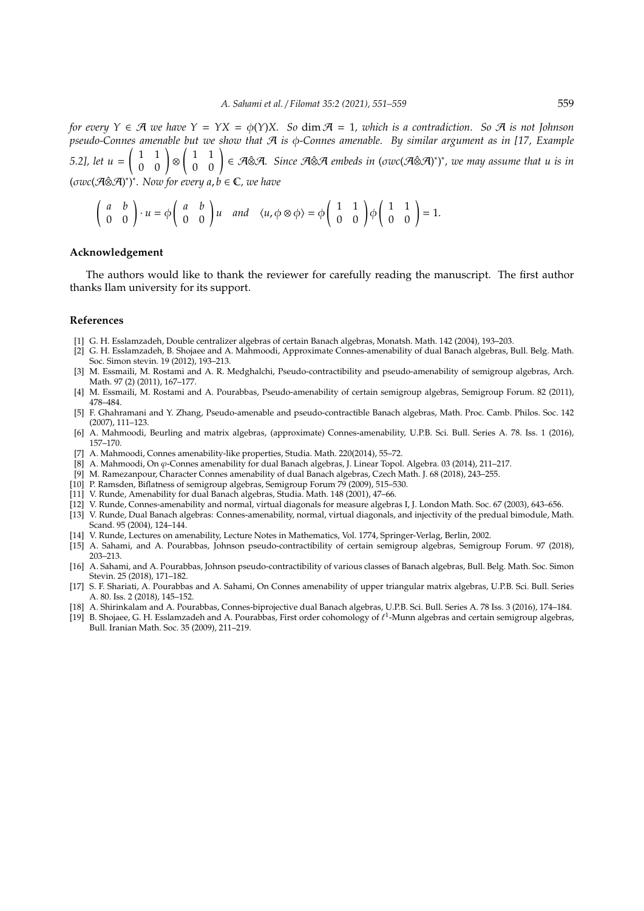*for every $Y \in \mathcal{A}$ we have $Y = YX = \phi(Y)X$. So $\dim \mathcal{A} = 1$, which is a contradiction. So $\mathcal{A}$ is not Johnson pseudo-Connes amenable but we show that $\mathcal{A}$ is $\phi$-Connes amenable. By similar argument as in [17, Example 5.2], let $u = \begin{pmatrix} 1 & 1 \\ 0 & 0 \end{pmatrix} \otimes \begin{pmatrix} 1 & 1 \\ 0 & 0 \end{pmatrix} \in \mathcal{A}\hat{\otimes}\mathcal{A}$. Since $\mathcal{A}\hat{\otimes}\mathcal{A}$ embeds in $(\sigma wc(\mathcal{A}\hat{\otimes}\mathcal{A})^*)^*$, we may assume that $u$ is in $(\sigma wc(\mathcal{A}\hat{\otimes}\mathcal{A})^*)^*$. Now for every $a, b \in \mathbb{C}$, we have*

$$\begin{pmatrix} a & b \\ 0 & 0 \end{pmatrix} \cdot u = \phi\begin{pmatrix} a & b \\ 0 & 0 \end{pmatrix} u \quad \text{and} \quad \langle u, \phi \otimes \phi \rangle = \phi\begin{pmatrix} 1 & 1 \\ 0 & 0 \end{pmatrix} \phi\begin{pmatrix} 1 & 1 \\ 0 & 0 \end{pmatrix} = 1.$$

## Acknowledgement

The authors would like to thank the reviewer for carefully reading the manuscript. The first author thanks Ilam university for its support.

## References

[1] G. H. Esslamzadeh, Double centralizer algebras of certain Banach algebras, Monatsh. Math. 142 (2004), 193–203.

[2] G. H. Esslamzadeh, B. Shojaee and A. Mahmoodi, Approximate Connes-amenability of dual Banach algebras, Bull. Belg. Math. Soc. Simon stevin. 19 (2012), 193–213.

[3] M. Essmaili, M. Rostami and A. R. Medghalchi, Pseudo-contractibility and pseudo-amenability of semigroup algebras, Arch. Math. 97 (2) (2011), 167–177.

[4] M. Essmaili, M. Rostami and A. Pourabbas, Pseudo-amenability of certain semigroup algebras, Semigroup Forum. 82 (2011), 478–484.

[5] F. Ghahramani and Y. Zhang, Pseudo-amenable and pseudo-contractible Banach algebras, Math. Proc. Camb. Philos. Soc. 142 (2007), 111–123.

[6] A. Mahmoodi, Beurling and matrix algebras, (approximate) Connes-amenability, U.P.B. Sci. Bull. Series A. 78. Iss. 1 (2016), 157–170.

[7] A. Mahmoodi, Connes amenability-like properties, Studia. Math. 220(2014), 55–72.

[8] A. Mahmoodi, On $\varphi$-Connes amenability for dual Banach algebras, J. Linear Topol. Algebra. 03 (2014), 211–217.

[9] M. Ramezanpour, Character Connes amenability of dual Banach algebras, Czech Math. J. 68 (2018), 243–255.

[10] P. Ramsden, Biflatness of semigroup algebras, Semigroup Forum 79 (2009), 515–530.

[11] V. Runde, Amenability for dual Banach algebras, Studia. Math. 148 (2001), 47–66.

[12] V. Runde, Connes-amenability and normal, virtual diagonals for measure algebras I, J. London Math. Soc. 67 (2003), 643–656.

[13] V. Runde, Dual Banach algebras: Connes-amenability, normal, virtual diagonals, and injectivity of the predual bimodule, Math. Scand. 95 (2004), 124–144.

[14] V. Runde, Lectures on amenability, Lecture Notes in Mathematics, Vol. 1774, Springer-Verlag, Berlin, 2002.

[15] A. Sahami, and A. Pourabbas, Johnson pseudo-contractibility of certain semigroup algebras, Semigroup Forum. 97 (2018), 203–213.

[16] A. Sahami, and A. Pourabbas, Johnson pseudo-contractibility of various classes of Banach algebras, Bull. Belg. Math. Soc. Simon Stevin. 25 (2018), 171–182.

[17] S. F. Shariati, A. Pourabbas and A. Sahami, On Connes amenability of upper triangular matrix algebras, U.P.B. Sci. Bull. Series A. 80. Iss. 2 (2018), 145–152.

[18] A. Shirinkalam and A. Pourabbas, Connes-biprojective dual Banach algebras, U.P.B. Sci. Bull. Series A. 78 Iss. 3 (2016), 174–184.

[19] B. Shojaee, G. H. Esslamzadeh and A. Pourabbas, First order cohomology of $\ell^1$-Munn algebras and certain semigroup algebras, Bull. Iranian Math. Soc. 35 (2009), 211–219.